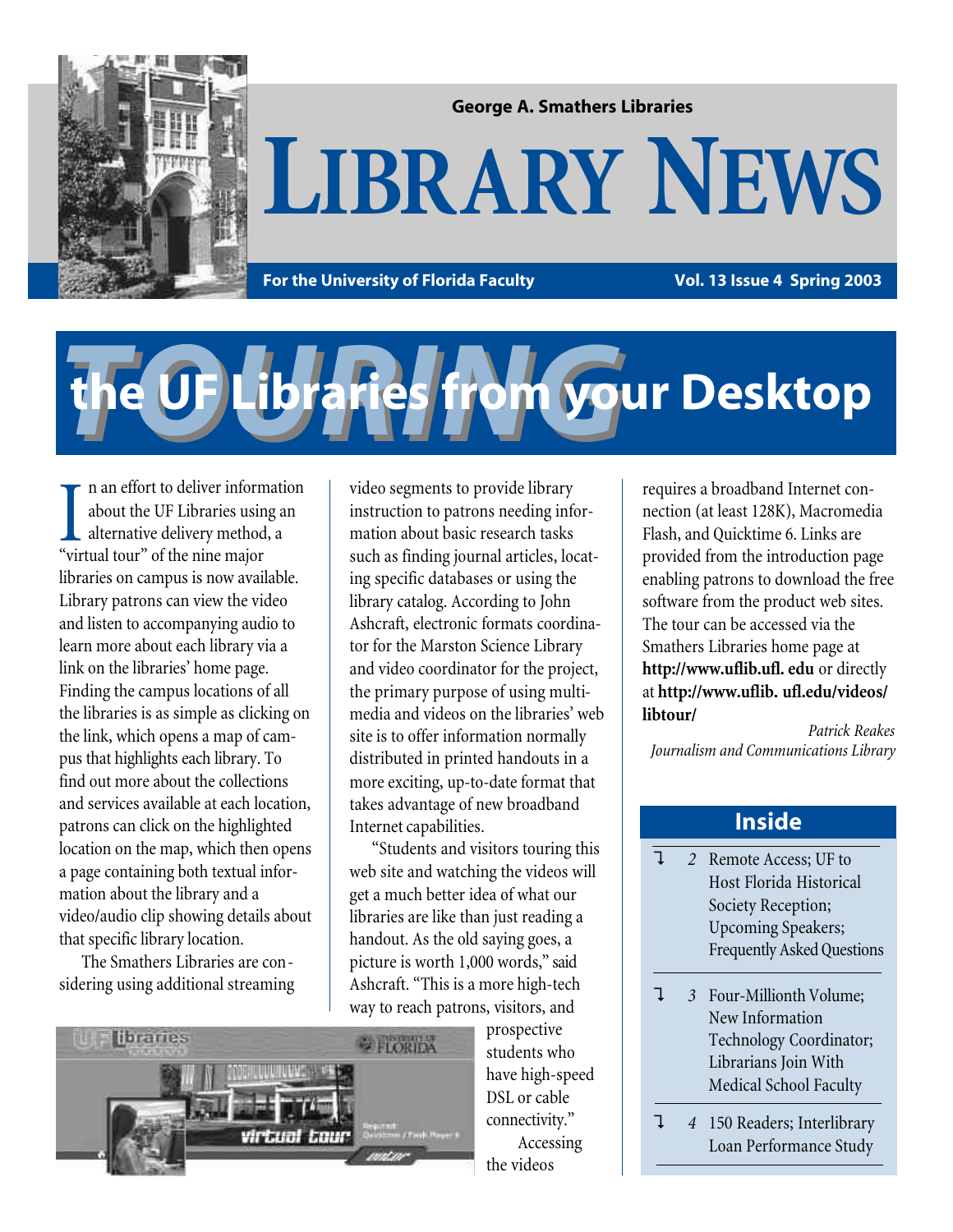George A. Smathers Libraries

# LIBRARY NEWS

**For the University of Florida Faculty** **Vol. 13 Issue 4 Spring 2003**

## TOURING the UF Libraries from your Desktop

In an effort to deliver information about the UF Libraries using an alternative delivery method, a "virtual tour" of the nine major libraries on campus is now available. Library patrons can view the video and listen to accompanying audio to learn more about each library via a link on the libraries' home page. Finding the campus locations of all the libraries is as simple as clicking on the link, which opens a map of campus that highlights each library. To find out more about the collections and services available at each location, patrons can click on the highlighted location on the map, which then opens a page containing both textual information about the library and a video/audio clip showing details about that specific library location.

The Smathers Libraries are considering using additional streaming video segments to provide library instruction to patrons needing information about basic research tasks such as finding journal articles, locating specific databases or using the library catalog. According to John Ashcraft, electronic formats coordinator for the Marston Science Library and video coordinator for the project, the primary purpose of using multimedia and videos on the libraries' web site is to offer information normally distributed in printed handouts in a more exciting, up-to-date format that takes advantage of new broadband Internet capabilities.

"Students and visitors touring this web site and watching the videos will get a much better idea of what our libraries are like than just reading a handout. As the old saying goes, a picture is worth 1,000 words," said Ashcraft. "This is a more high-tech way to reach patrons, visitors, and prospective students who have high-speed DSL or cable connectivity."

Accessing the videos requires a broadband Internet connection (at least 128K), Macromedia Flash, and Quicktime 6. Links are provided from the introduction page enabling patrons to download the free software from the product web sites. The tour can be accessed via the Smathers Libraries home page at **http://www.uflib.ufl. edu** or directly at **http://www.uflib. ufl.edu/videos/libtour/**

*Patrick Reakes*
*Journalism and Communications Library*

### Inside

- *2* Remote Access; UF to Host Florida Historical Society Reception; Upcoming Speakers; Frequently Asked Questions
- *3* Four-Millionth Volume; New Information Technology Coordinator; Librarians Join With Medical School Faculty
- *4* 150 Readers; Interlibrary Loan Performance Study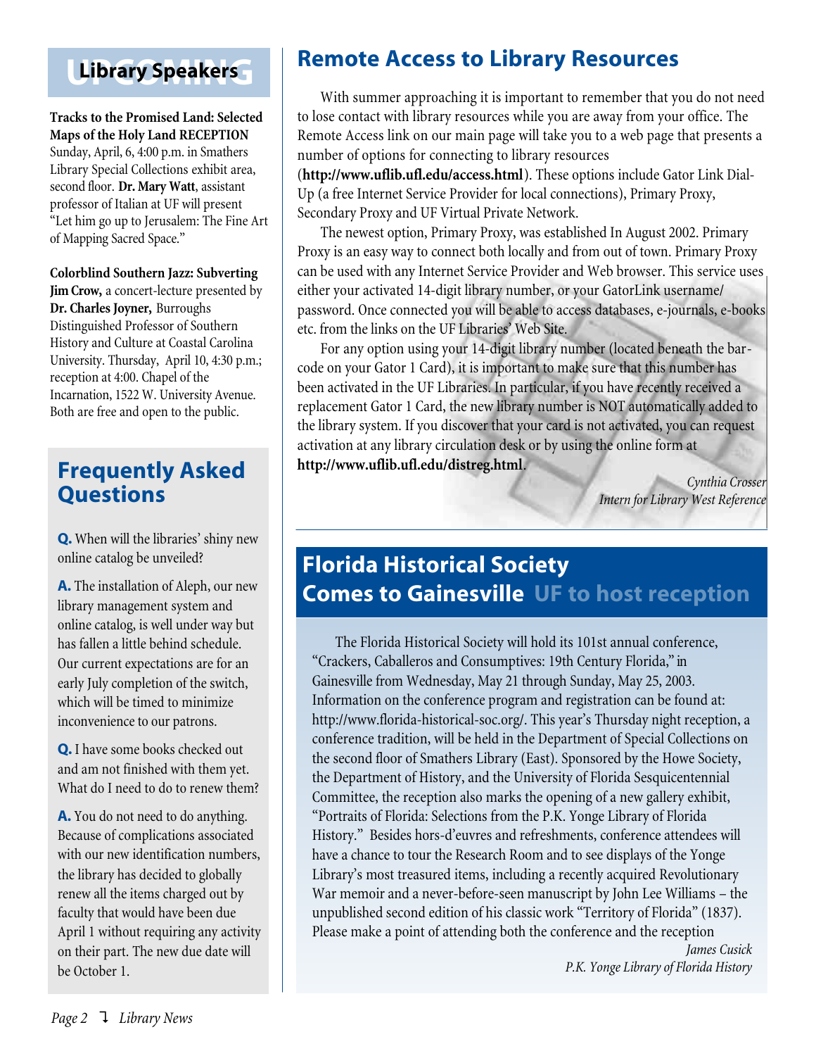## UPCOMING Library Speakers

**Tracks to the Promised Land: Selected Maps of the Holy Land RECEPTION** Sunday, April, 6, 4:00 p.m. in Smathers Library Special Collections exhibit area, second floor. **Dr. Mary Watt**, assistant professor of Italian at UF will present "Let him go up to Jerusalem: The Fine Art of Mapping Sacred Space."

**Colorblind Southern Jazz: Subverting Jim Crow,** a concert-lecture presented by **Dr. Charles Joyner,** Burroughs Distinguished Professor of Southern History and Culture at Coastal Carolina University. Thursday, April 10, 4:30 p.m.; reception at 4:00. Chapel of the Incarnation, 1522 W. University Avenue. Both are free and open to the public.

## Frequently Asked Questions

**Q.** When will the libraries' shiny new online catalog be unveiled?

**A.** The installation of Aleph, our new library management system and online catalog, is well under way but has fallen a little behind schedule. Our current expectations are for an early July completion of the switch, which will be timed to minimize inconvenience to our patrons.

**Q.** I have some books checked out and am not finished with them yet. What do I need to do to renew them?

**A.** You do not need to do anything. Because of complications associated with our new identification numbers, the library has decided to globally renew all the items charged out by faculty that would have been due April 1 without requiring any activity on their part. The new due date will be October 1.

## Remote Access to Library Resources

With summer approaching it is important to remember that you do not need to lose contact with library resources while you are away from your office. The Remote Access link on our main page will take you to a web page that presents a number of options for connecting to library resources (**http://www.uflib.ufl.edu/access.html**). These options include Gator Link Dial-Up (a free Internet Service Provider for local connections), Primary Proxy, Secondary Proxy and UF Virtual Private Network.

The newest option, Primary Proxy, was established In August 2002. Primary Proxy is an easy way to connect both locally and from out of town. Primary Proxy can be used with any Internet Service Provider and Web browser. This service uses either your activated 14-digit library number, or your GatorLink username/password. Once connected you will be able to access databases, e-journals, e-books etc. from the links on the UF Libraries' Web Site.

For any option using your 14-digit library number (located beneath the bar-code on your Gator 1 Card), it is important to make sure that this number has been activated in the UF Libraries. In particular, if you have recently received a replacement Gator 1 Card, the new library number is NOT automatically added to the library system. If you discover that your card is not activated, you can request activation at any library circulation desk or by using the online form at **http://www.uflib.ufl.edu/distreg.html**.

*Cynthia Crosser*
*Intern for Library West Reference*

## Florida Historical Society Comes to Gainesville UF to host reception

The Florida Historical Society will hold its 101st annual conference, "Crackers, Caballeros and Consumptives: 19th Century Florida," in Gainesville from Wednesday, May 21 through Sunday, May 25, 2003. Information on the conference program and registration can be found at: http://www.florida-historical-soc.org/. This year's Thursday night reception, a conference tradition, will be held in the Department of Special Collections on the second floor of Smathers Library (East). Sponsored by the Howe Society, the Department of History, and the University of Florida Sesquicentennial Committee, the reception also marks the opening of a new gallery exhibit, "Portraits of Florida: Selections from the P.K. Yonge Library of Florida History." Besides hors-d'euvres and refreshments, conference attendees will have a chance to tour the Research Room and to see displays of the Yonge Library's most treasured items, including a recently acquired Revolutionary War memoir and a never-before-seen manuscript by John Lee Williams – the unpublished second edition of his classic work "Territory of Florida" (1837). Please make a point of attending both the conference and the reception

*James Cusick*
*P.K. Yonge Library of Florida History*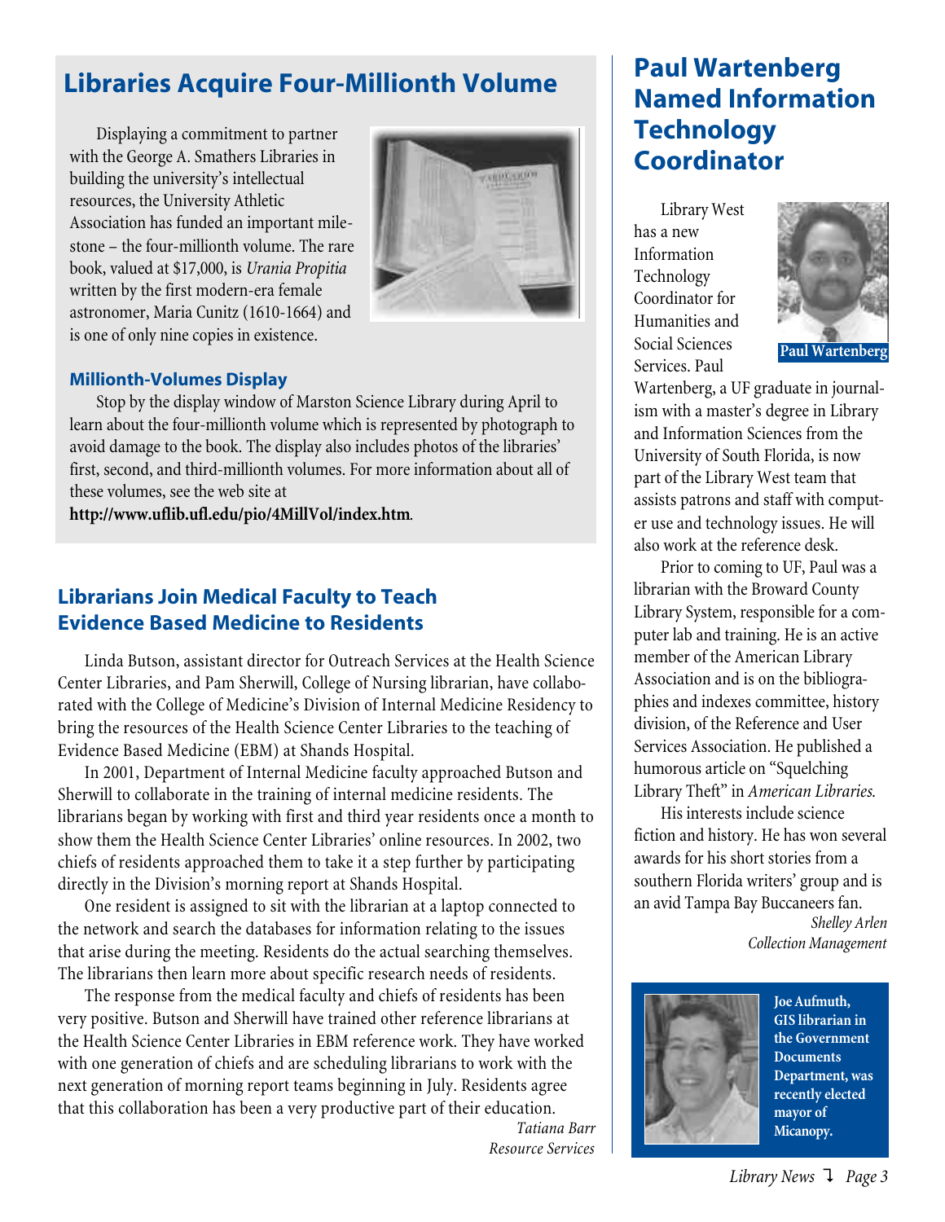## Libraries Acquire Four-Millionth Volume

Displaying a commitment to partner with the George A. Smathers Libraries in building the university's intellectual resources, the University Athletic Association has funded an important milestone – the four-millionth volume. The rare book, valued at $17,000, is *Urania Propitia* written by the first modern-era female astronomer, Maria Cunitz (1610-1664) and is one of only nine copies in existence.

### Millionth-Volumes Display

Stop by the display window of Marston Science Library during April to learn about the four-millionth volume which is represented by photograph to avoid damage to the book. The display also includes photos of the libraries' first, second, and third-millionth volumes. For more information about all of these volumes, see the web site at **http://www.uflib.ufl.edu/pio/4MillVol/index.htm**.

## Librarians Join Medical Faculty to Teach Evidence Based Medicine to Residents

Linda Butson, assistant director for Outreach Services at the Health Science Center Libraries, and Pam Sherwill, College of Nursing librarian, have collaborated with the College of Medicine's Division of Internal Medicine Residency to bring the resources of the Health Science Center Libraries to the teaching of Evidence Based Medicine (EBM) at Shands Hospital.

In 2001, Department of Internal Medicine faculty approached Butson and Sherwill to collaborate in the training of internal medicine residents. The librarians began by working with first and third year residents once a month to show them the Health Science Center Libraries' online resources. In 2002, two chiefs of residents approached them to take it a step further by participating directly in the Division's morning report at Shands Hospital.

One resident is assigned to sit with the librarian at a laptop connected to the network and search the databases for information relating to the issues that arise during the meeting. Residents do the actual searching themselves. The librarians then learn more about specific research needs of residents.

The response from the medical faculty and chiefs of residents has been very positive. Butson and Sherwill have trained other reference librarians at the Health Science Center Libraries in EBM reference work. They have worked with one generation of chiefs and are scheduling librarians to work with the next generation of morning report teams beginning in July. Residents agree that this collaboration has been a very productive part of their education.

*Tatiana Barr*
*Resource Services*

## Paul Wartenberg Named Information Technology Coordinator

Library West has a new Information Technology Coordinator for Humanities and Social Sciences Services. Paul Wartenberg, a UF graduate in journalism with a master's degree in Library and Information Sciences from the University of South Florida, is now part of the Library West team that assists patrons and staff with computer use and technology issues. He will also work at the reference desk.

**Paul Wartenberg**

Prior to coming to UF, Paul was a librarian with the Broward County Library System, responsible for a computer lab and training. He is an active member of the American Library Association and is on the bibliographies and indexes committee, history division, of the Reference and User Services Association. He published a humorous article on "Squelching Library Theft" in *American Libraries*.

His interests include science fiction and history. He has won several awards for his short stories from a southern Florida writers' group and is an avid Tampa Bay Buccaneers fan.

*Shelley Arlen*
*Collection Management*

**Joe Aufmuth, GIS librarian in the Government Documents Department, was recently elected mayor of Micanopy.**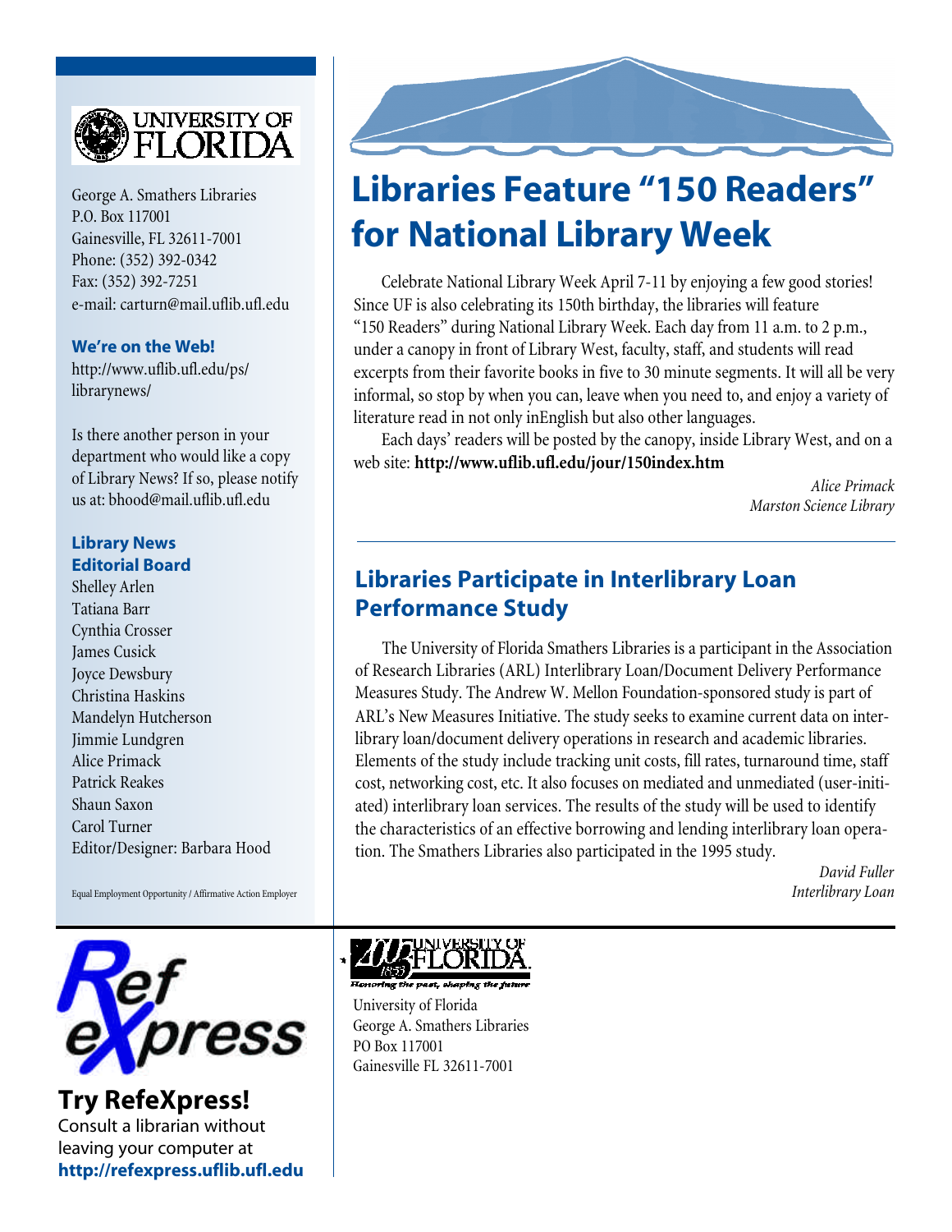UNIVERSITY OF FLORIDA

George A. Smathers Libraries
P.O. Box 117001
Gainesville, FL 32611-7001
Phone: (352) 392-0342
Fax: (352) 392-7251
e-mail: carturn@mail.uflib.ufl.edu

**We're on the Web!**
http://www.uflib.ufl.edu/ps/librarynews/

Is there another person in your department who would like a copy of Library News? If so, please notify us at: bhood@mail.uflib.ufl.edu

**Library News Editorial Board**

Shelley Arlen
Tatiana Barr
Cynthia Crosser
James Cusick
Joyce Dewsbury
Christina Haskins
Mandelyn Hutcherson
Jimmie Lundgren
Alice Primack
Patrick Reakes
Shaun Saxon
Carol Turner
Editor/Designer: Barbara Hood

Equal Employment Opportunity / Affirmative Action Employer

# Libraries Feature "150 Readers" for National Library Week

Celebrate National Library Week April 7-11 by enjoying a few good stories! Since UF is also celebrating its 150th birthday, the libraries will feature "150 Readers" during National Library Week. Each day from 11 a.m. to 2 p.m., under a canopy in front of Library West, faculty, staff, and students will read excerpts from their favorite books in five to 30 minute segments. It will all be very informal, so stop by when you can, leave when you need to, and enjoy a variety of literature read in not only inEnglish but also other languages.

Each days' readers will be posted by the canopy, inside Library West, and on a web site: **http://www.uflib.ufl.edu/jour/150index.htm**

*Alice Primack*
*Marston Science Library*

## Libraries Participate in Interlibrary Loan Performance Study

The University of Florida Smathers Libraries is a participant in the Association of Research Libraries (ARL) Interlibrary Loan/Document Delivery Performance Measures Study. The Andrew W. Mellon Foundation-sponsored study is part of ARL's New Measures Initiative. The study seeks to examine current data on interlibrary loan/document delivery operations in research and academic libraries. Elements of the study include tracking unit costs, fill rates, turnaround time, staff cost, networking cost, etc. It also focuses on mediated and unmediated (user-initiated) interlibrary loan services. The results of the study will be used to identify the characteristics of an effective borrowing and lending interlibrary loan operation. The Smathers Libraries also participated in the 1995 study.

*David Fuller*
*Interlibrary Loan*

RefeXpress

**Try RefeXpress!**
Consult a librarian without leaving your computer at **http://refexpress.uflib.ufl.edu**

UNIVERSITY OF FLORIDA 1853 — Honoring the past, shaping the future

University of Florida
George A. Smathers Libraries
PO Box 117001
Gainesville FL 32611-7001